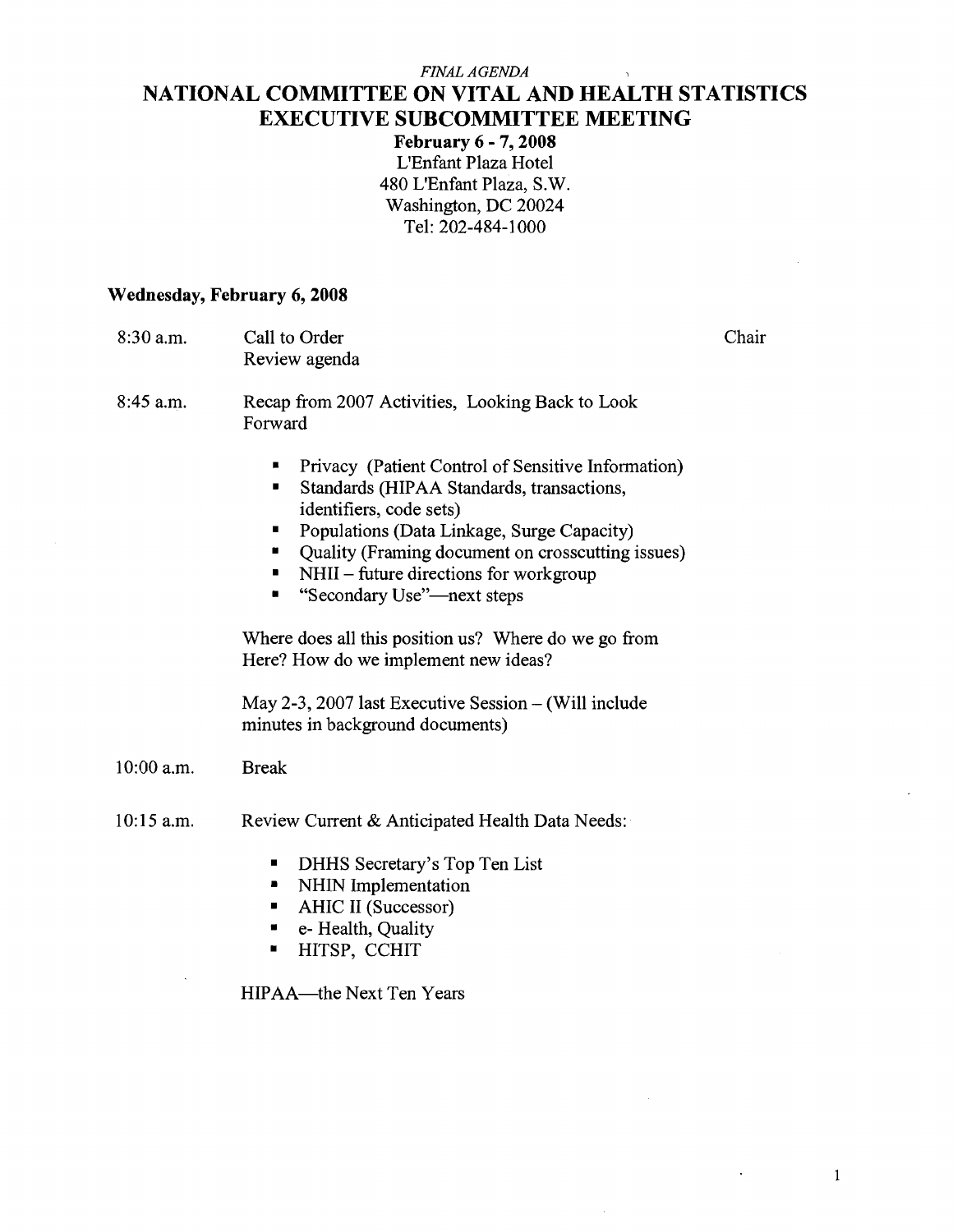*FINAL AGENDA*

# NATIONAL COMMITTEE ON VITAL AND HEALTH STATISTICS EXECUTIVE SUBCOMMITTEE MEETING

**February 6 - 7, 2008**
L'Enfant Plaza Hotel
480 L'Enfant Plaza, S.W.
Washington, DC 20024
Tel: 202-484-1000

## Wednesday, February 6, 2008

**8:30 a.m.** Call to Order — Chair
Review agenda

**8:45 a.m.** Recap from 2007 Activities, Looking Back to Look Forward

- Privacy (Patient Control of Sensitive Information)
- Standards (HIPAA Standards, transactions, identifiers, code sets)
- Populations (Data Linkage, Surge Capacity)
- Quality (Framing document on crosscutting issues)
- NHII – future directions for workgroup
- "Secondary Use"—next steps

Where does all this position us? Where do we go from Here? How do we implement new ideas?

May 2-3, 2007 last Executive Session – (Will include minutes in background documents)

**10:00 a.m.** Break

**10:15 a.m.** Review Current & Anticipated Health Data Needs:

- DHHS Secretary's Top Ten List
- NHIN Implementation
- AHIC II (Successor)
- e- Health, Quality
- HITSP, CCHIT

HIPAA—the Next Ten Years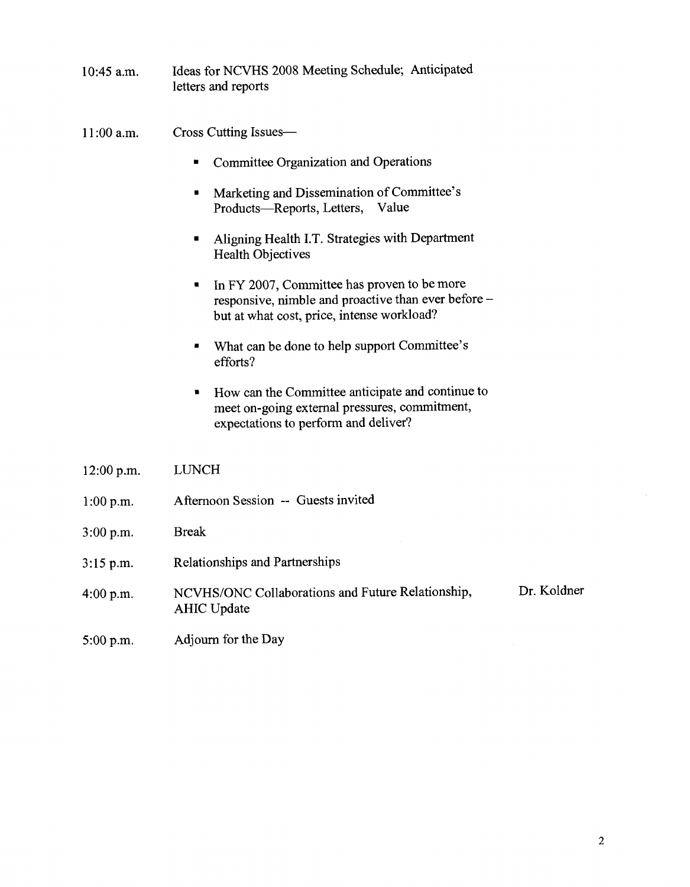| | | |
|---|---|---|
| 10:45 a.m. | Ideas for NCVHS 2008 Meeting Schedule; Anticipated letters and reports | |
| 11:00 a.m. | Cross Cutting Issues— | |

- Committee Organization and Operations
- Marketing and Dissemination of Committee's Products—Reports, Letters, Value
- Aligning Health I.T. Strategies with Department Health Objectives
- In FY 2007, Committee has proven to be more responsive, nimble and proactive than ever before – but at what cost, price, intense workload?
- What can be done to help support Committee's efforts?
- How can the Committee anticipate and continue to meet on-going external pressures, commitment, expectations to perform and deliver?

| | | |
|---|---|---|
| 12:00 p.m. | LUNCH | |
| 1:00 p.m. | Afternoon Session -- Guests invited | |
| 3:00 p.m. | Break | |
| 3:15 p.m. | Relationships and Partnerships | |
| 4:00 p.m. | NCVHS/ONC Collaborations and Future Relationship, AHIC Update | Dr. Koldner |
| 5:00 p.m. | Adjourn for the Day | |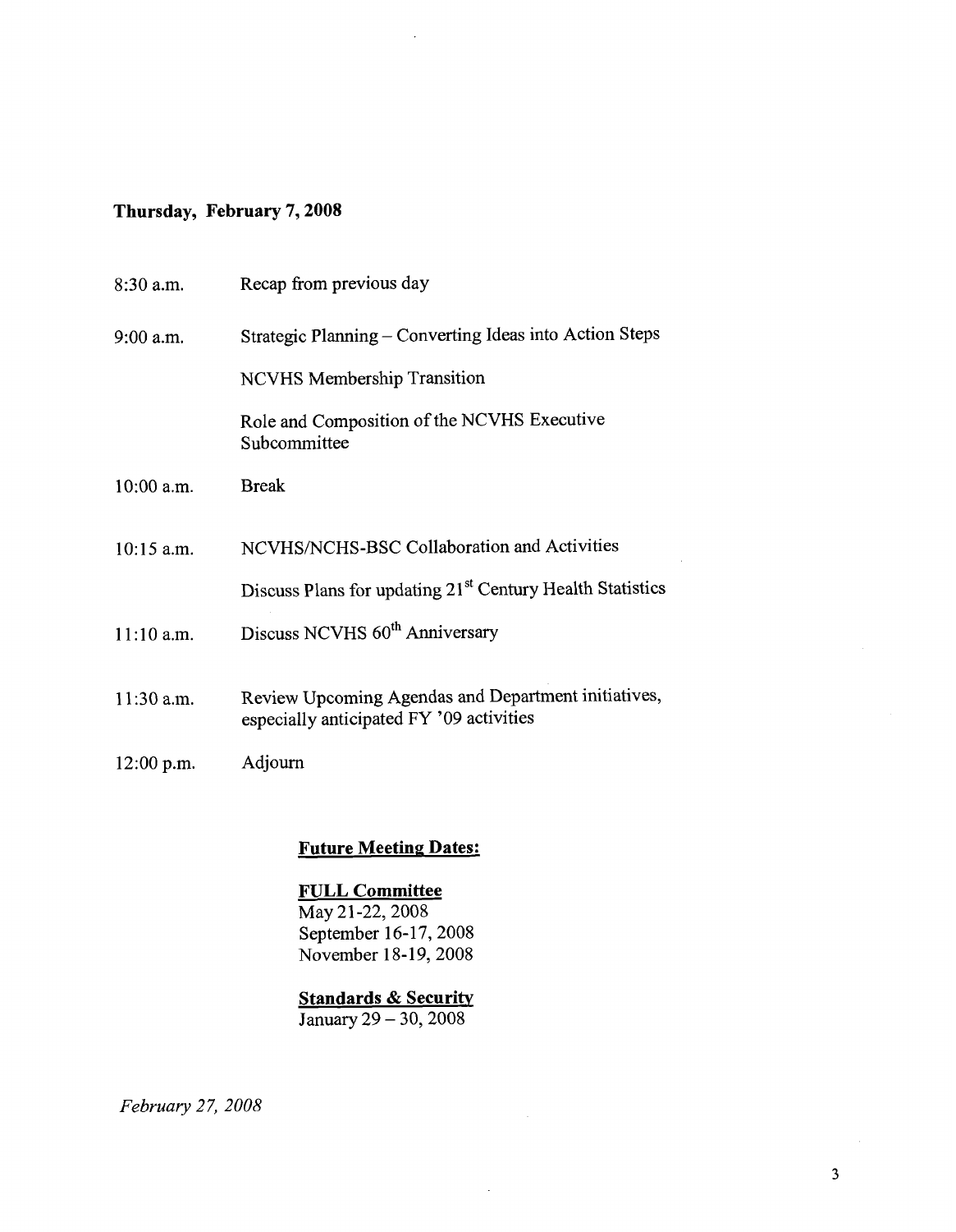**Thursday, February 7, 2008**

| | |
|---|---|
| 8:30 a.m. | Recap from previous day |
| 9:00 a.m. | Strategic Planning – Converting Ideas into Action Steps |
| | NCVHS Membership Transition |
| | Role and Composition of the NCVHS Executive Subcommittee |
| 10:00 a.m. | Break |
| 10:15 a.m. | NCVHS/NCHS-BSC Collaboration and Activities |
| | Discuss Plans for updating 21st Century Health Statistics |
| 11:10 a.m. | Discuss NCVHS 60th Anniversary |
| 11:30 a.m. | Review Upcoming Agendas and Department initiatives, especially anticipated FY '09 activities |
| 12:00 p.m. | Adjourn |

**Future Meeting Dates:**

**FULL Committee**
May 21-22, 2008
September 16-17, 2008
November 18-19, 2008

**Standards & Security**
January 29 – 30, 2008

*February 27, 2008*